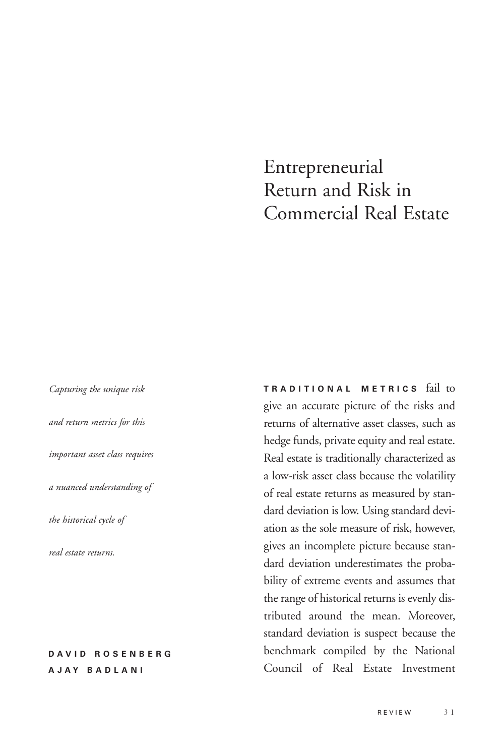# Entrepreneurial Return and Risk in Commercial Real Estate

*Capturing the unique risk and return metrics for this important asset class requires a nuanced understanding of the historical cycle of real estate returns.*

**DAVID ROSENBERG**
**AJAY BADLANI**

**TRADITIONAL METRICS** fail to give an accurate picture of the risks and returns of alternative asset classes, such as hedge funds, private equity and real estate. Real estate is traditionally characterized as a low-risk asset class because the volatility of real estate returns as measured by standard deviation is low. Using standard deviation as the sole measure of risk, however, gives an incomplete picture because standard deviation underestimates the probability of extreme events and assumes that the range of historical returns is evenly distributed around the mean. Moreover, standard deviation is suspect because the benchmark compiled by the National Council of Real Estate Investment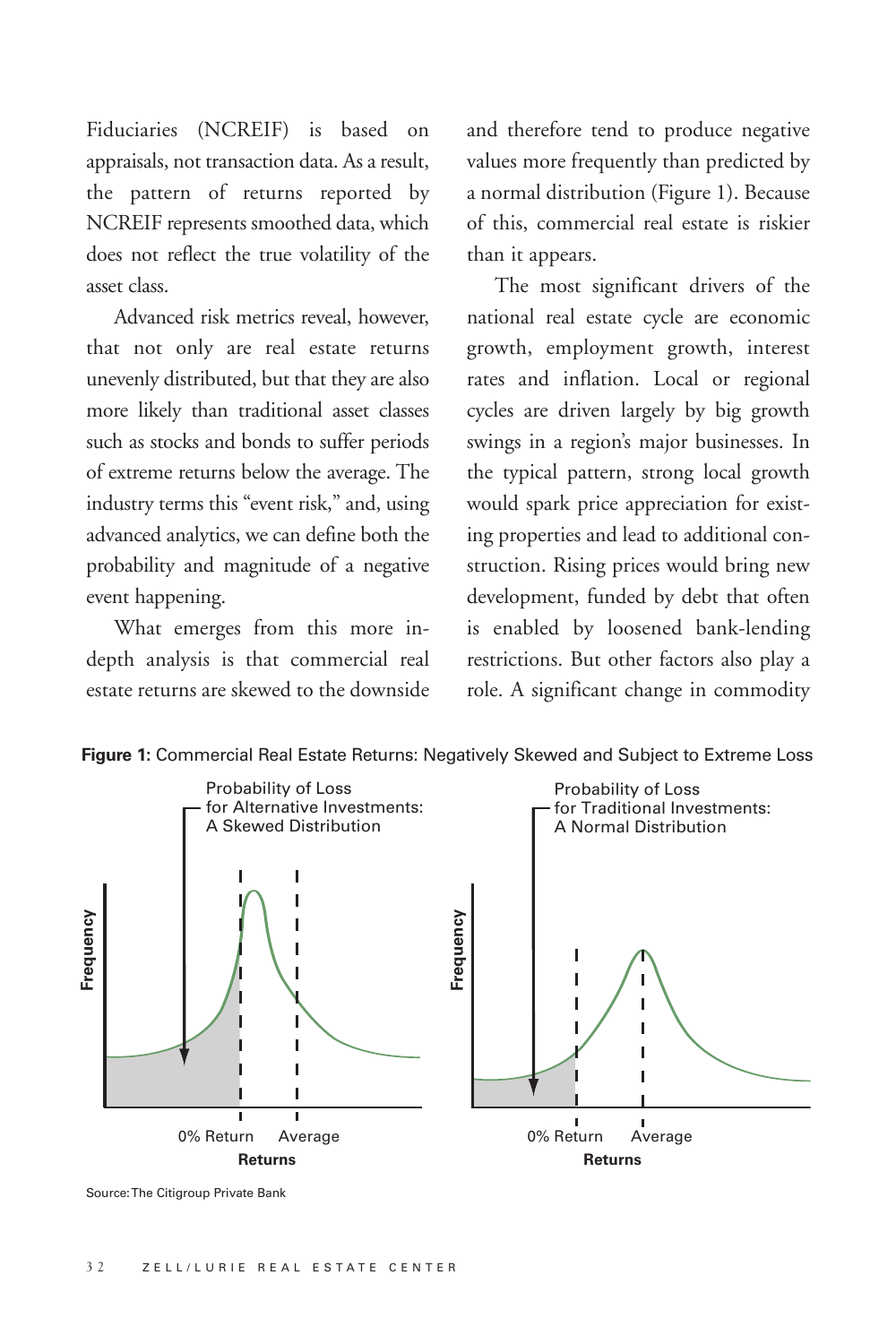Fiduciaries (NCREIF) is based on appraisals, not transaction data. As a result, the pattern of returns reported by NCREIF represents smoothed data, which does not reflect the true volatility of the asset class.

Advanced risk metrics reveal, however, that not only are real estate returns unevenly distributed, but that they are also more likely than traditional asset classes such as stocks and bonds to suffer periods of extreme returns below the average. The industry terms this "event risk," and, using advanced analytics, we can define both the probability and magnitude of a negative event happening.

What emerges from this more in-depth analysis is that commercial real estate returns are skewed to the downside and therefore tend to produce negative values more frequently than predicted by a normal distribution (Figure 1). Because of this, commercial real estate is riskier than it appears.

The most significant drivers of the national real estate cycle are economic growth, employment growth, interest rates and inflation. Local or regional cycles are driven largely by big growth swings in a region's major businesses. In the typical pattern, strong local growth would spark price appreciation for existing properties and lead to additional construction. Rising prices would bring new development, funded by debt that often is enabled by loosened bank-lending restrictions. But other factors also play a role. A significant change in commodity

**Figure 1:** Commercial Real Estate Returns: Negatively Skewed and Subject to Extreme Loss

Probability of Loss for Alternative Investments: A Skewed Distribution

Probability of Loss for Traditional Investments: A Normal Distribution

Frequency — 0% Return — Average — Returns

Source: The Citigroup Private Bank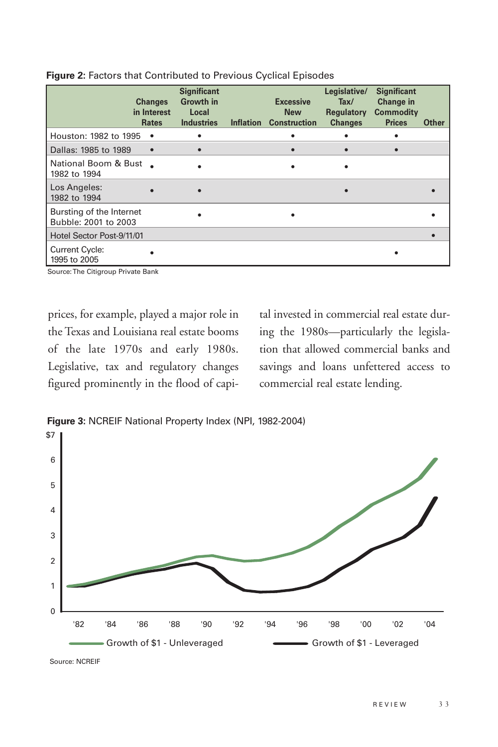**Figure 2:** Factors that Contributed to Previous Cyclical Episodes

| | Changes in Interest Rates | Significant Growth in Local Industries | Inflation | Excessive New Construction | Legislative/ Tax/ Regulatory Changes | Significant Change in Commodity Prices | Other |
|---|---|---|---|---|---|---|---|
| Houston: 1982 to 1995 | • | • | | • | • | • | |
| Dallas: 1985 to 1989 | • | • | | • | • | • | |
| National Boom & Bust 1982 to 1994 | • | • | | • | • | | |
| Los Angeles: 1982 to 1994 | • | • | | | • | | • |
| Bursting of the Internet Bubble: 2001 to 2003 | | • | | • | | | • |
| Hotel Sector Post-9/11/01 | | | | | | | • |
| Current Cycle: 1995 to 2005 | • | | | | | • | |

Source: The Citigroup Private Bank

prices, for example, played a major role in the Texas and Louisiana real estate booms of the late 1970s and early 1980s. Legislative, tax and regulatory changes figured prominently in the flood of capital invested in commercial real estate during the 1980s—particularly the legislation that allowed commercial banks and savings and loans unfettered access to commercial real estate lending.

**Figure 3:** NCREIF National Property Index (NPI, 1982-2004)

Growth of $1 - Unleveraged; Growth of $1 - Leveraged

Source: NCREIF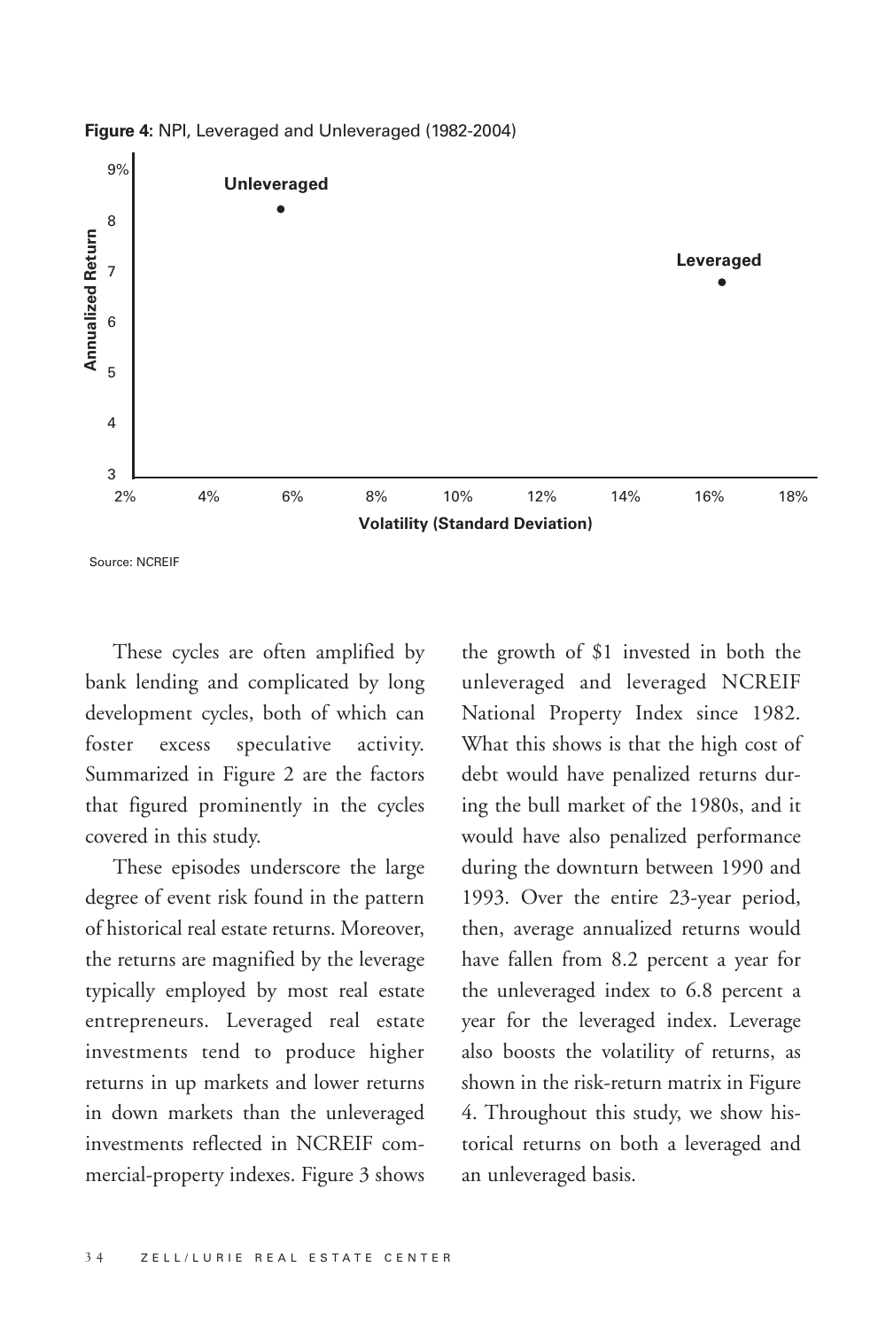**Figure 4:** NPI, Leveraged and Unleveraged (1982-2004)

Source: NCREIF

These cycles are often amplified by bank lending and complicated by long development cycles, both of which can foster excess speculative activity. Summarized in Figure 2 are the factors that figured prominently in the cycles covered in this study.

These episodes underscore the large degree of event risk found in the pattern of historical real estate returns. Moreover, the returns are magnified by the leverage typically employed by most real estate entrepreneurs. Leveraged real estate investments tend to produce higher returns in up markets and lower returns in down markets than the unleveraged investments reflected in NCREIF commercial-property indexes. Figure 3 shows the growth of $1 invested in both the unleveraged and leveraged NCREIF National Property Index since 1982. What this shows is that the high cost of debt would have penalized returns during the bull market of the 1980s, and it would have also penalized performance during the downturn between 1990 and 1993. Over the entire 23-year period, then, average annualized returns would have fallen from 8.2 percent a year for the unleveraged index to 6.8 percent a year for the leveraged index. Leverage also boosts the volatility of returns, as shown in the risk-return matrix in Figure 4. Throughout this study, we show historical returns on both a leveraged and an unleveraged basis.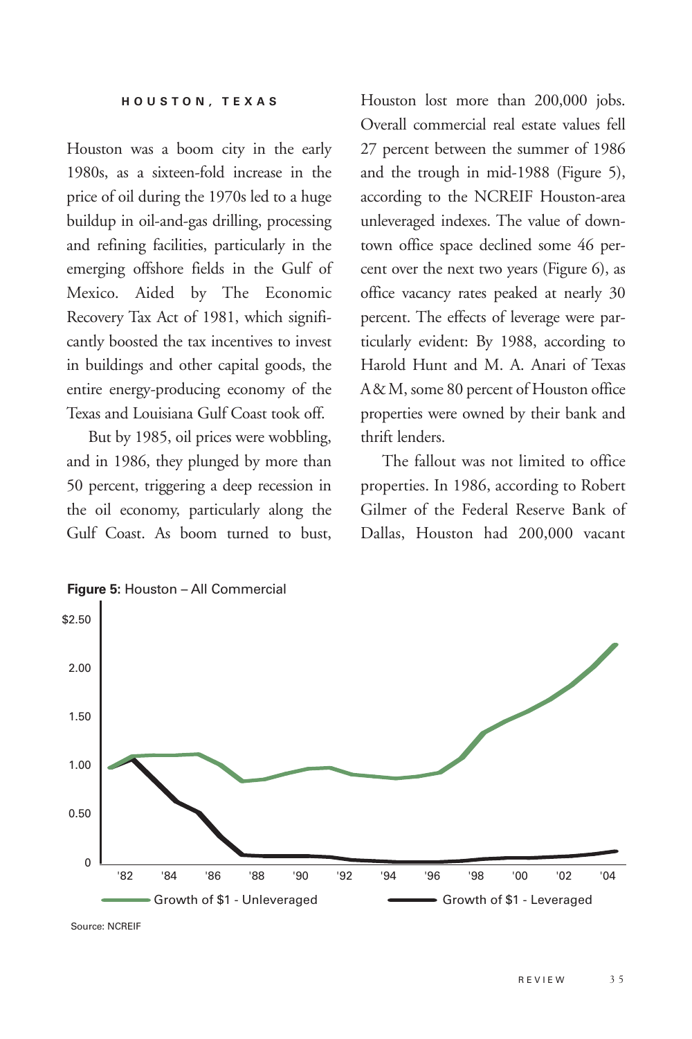### HOUSTON, TEXAS

Houston was a boom city in the early 1980s, as a sixteen-fold increase in the price of oil during the 1970s led to a huge buildup in oil-and-gas drilling, processing and refining facilities, particularly in the emerging offshore fields in the Gulf of Mexico. Aided by The Economic Recovery Tax Act of 1981, which significantly boosted the tax incentives to invest in buildings and other capital goods, the entire energy-producing economy of the Texas and Louisiana Gulf Coast took off.

But by 1985, oil prices were wobbling, and in 1986, they plunged by more than 50 percent, triggering a deep recession in the oil economy, particularly along the Gulf Coast. As boom turned to bust, Houston lost more than 200,000 jobs. Overall commercial real estate values fell 27 percent between the summer of 1986 and the trough in mid-1988 (Figure 5), according to the NCREIF Houston-area unleveraged indexes. The value of downtown office space declined some 46 percent over the next two years (Figure 6), as office vacancy rates peaked at nearly 30 percent. The effects of leverage were particularly evident: By 1988, according to Harold Hunt and M. A. Anari of Texas A&M, some 80 percent of Houston office properties were owned by their bank and thrift lenders.

The fallout was not limited to office properties. In 1986, according to Robert Gilmer of the Federal Reserve Bank of Dallas, Houston had 200,000 vacant

**Figure 5:** Houston – All Commercial

Growth of $1 - Unleveraged; Growth of $1 - Leveraged

Source: NCREIF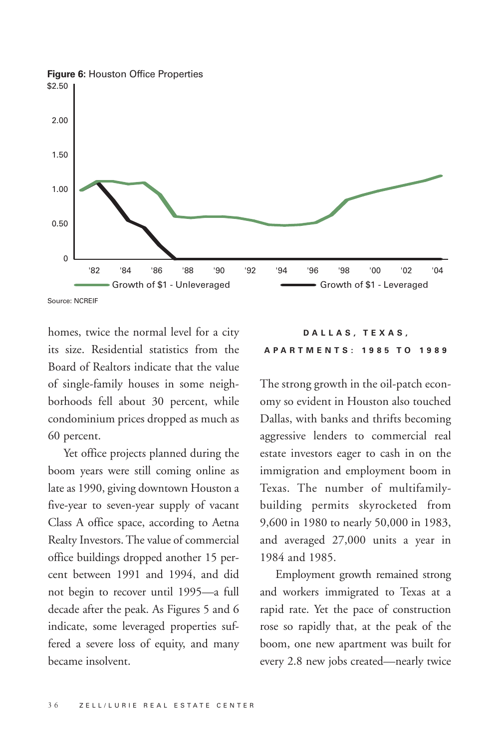**Figure 6:** Houston Office Properties

Source: NCREIF

homes, twice the normal level for a city its size. Residential statistics from the Board of Realtors indicate that the value of single-family houses in some neighborhoods fell about 30 percent, while condominium prices dropped as much as 60 percent.

Yet office projects planned during the boom years were still coming online as late as 1990, giving downtown Houston a five-year to seven-year supply of vacant Class A office space, according to Aetna Realty Investors. The value of commercial office buildings dropped another 15 percent between 1991 and 1994, and did not begin to recover until 1995—a full decade after the peak. As Figures 5 and 6 indicate, some leveraged properties suffered a severe loss of equity, and many became insolvent.

## DALLAS, TEXAS, APARTMENTS: 1985 TO 1989

The strong growth in the oil-patch economy so evident in Houston also touched Dallas, with banks and thrifts becoming aggressive lenders to commercial real estate investors eager to cash in on the immigration and employment boom in Texas. The number of multifamily-building permits skyrocketed from 9,600 in 1980 to nearly 50,000 in 1983, and averaged 27,000 units a year in 1984 and 1985.

Employment growth remained strong and workers immigrated to Texas at a rapid rate. Yet the pace of construction rose so rapidly that, at the peak of the boom, one new apartment was built for every 2.8 new jobs created—nearly twice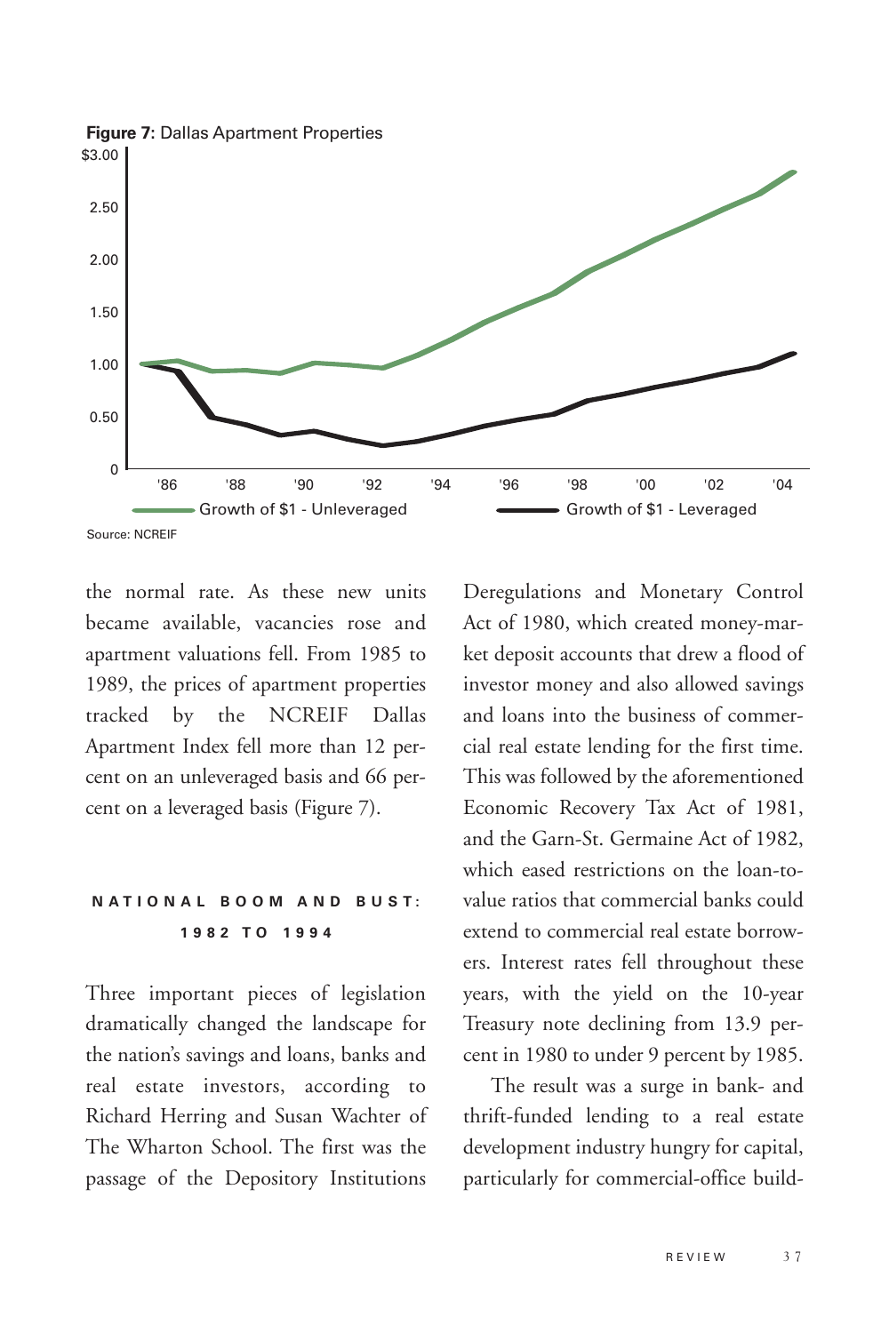**Figure 7:** Dallas Apartment Properties

Source: NCREIF

the normal rate. As these new units became available, vacancies rose and apartment valuations fell. From 1985 to 1989, the prices of apartment properties tracked by the NCREIF Dallas Apartment Index fell more than 12 percent on an unleveraged basis and 66 percent on a leveraged basis (Figure 7).

## NATIONAL BOOM AND BUST: 1982 TO 1994

Three important pieces of legislation dramatically changed the landscape for the nation's savings and loans, banks and real estate investors, according to Richard Herring and Susan Wachter of The Wharton School. The first was the passage of the Depository Institutions Deregulations and Monetary Control Act of 1980, which created money-market deposit accounts that drew a flood of investor money and also allowed savings and loans into the business of commercial real estate lending for the first time. This was followed by the aforementioned Economic Recovery Tax Act of 1981, and the Garn-St. Germaine Act of 1982, which eased restrictions on the loan-to-value ratios that commercial banks could extend to commercial real estate borrowers. Interest rates fell throughout these years, with the yield on the 10-year Treasury note declining from 13.9 percent in 1980 to under 9 percent by 1985.

The result was a surge in bank- and thrift-funded lending to a real estate development industry hungry for capital, particularly for commercial-office build-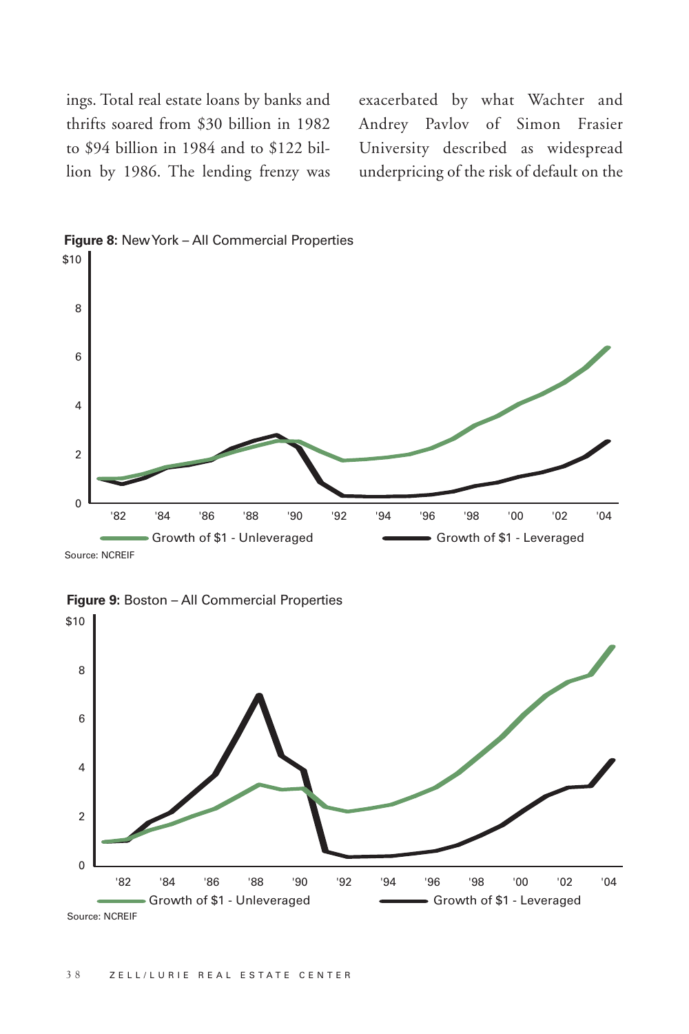ings. Total real estate loans by banks and thrifts soared from $30 billion in 1982 to $94 billion in 1984 and to $122 billion by 1986. The lending frenzy was exacerbated by what Wachter and Andrey Pavlov of Simon Frasier University described as widespread underpricing of the risk of default on the

**Figure 8:** New York – All Commercial Properties

Source: NCREIF

**Figure 9:** Boston – All Commercial Properties

Source: NCREIF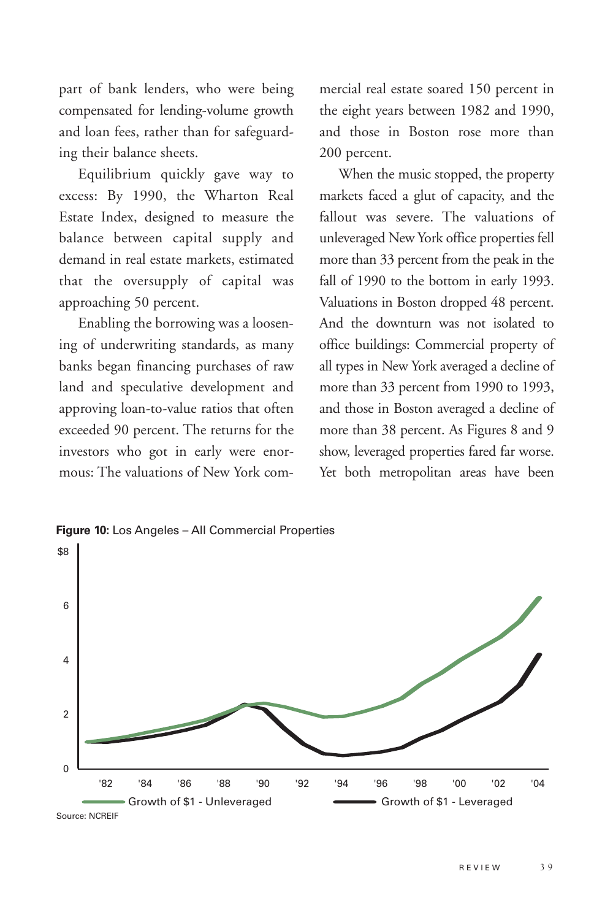part of bank lenders, who were being compensated for lending-volume growth and loan fees, rather than for safeguarding their balance sheets.

Equilibrium quickly gave way to excess: By 1990, the Wharton Real Estate Index, designed to measure the balance between capital supply and demand in real estate markets, estimated that the oversupply of capital was approaching 50 percent.

Enabling the borrowing was a loosening of underwriting standards, as many banks began financing purchases of raw land and speculative development and approving loan-to-value ratios that often exceeded 90 percent. The returns for the investors who got in early were enormous: The valuations of New York commercial real estate soared 150 percent in the eight years between 1982 and 1990, and those in Boston rose more than 200 percent.

When the music stopped, the property markets faced a glut of capacity, and the fallout was severe. The valuations of unleveraged New York office properties fell more than 33 percent from the peak in the fall of 1990 to the bottom in early 1993. Valuations in Boston dropped 48 percent. And the downturn was not isolated to office buildings: Commercial property of all types in New York averaged a decline of more than 33 percent from 1990 to 1993, and those in Boston averaged a decline of more than 38 percent. As Figures 8 and 9 show, leveraged properties fared far worse. Yet both metropolitan areas have been

**Figure 10:** Los Angeles – All Commercial Properties

Growth of $1 - Unleveraged; Growth of $1 - Leveraged

Source: NCREIF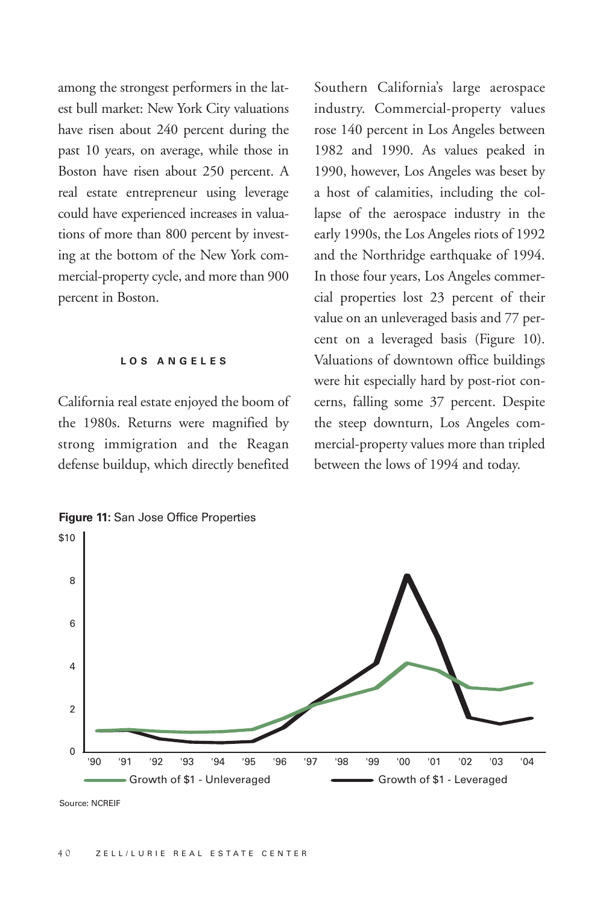among the strongest performers in the latest bull market: New York City valuations have risen about 240 percent during the past 10 years, on average, while those in Boston have risen about 250 percent. A real estate entrepreneur using leverage could have experienced increases in valuations of more than 800 percent by investing at the bottom of the New York commercial-property cycle, and more than 900 percent in Boston.

### LOS ANGELES

California real estate enjoyed the boom of the 1980s. Returns were magnified by strong immigration and the Reagan defense buildup, which directly benefited Southern California's large aerospace industry. Commercial-property values rose 140 percent in Los Angeles between 1982 and 1990. As values peaked in 1990, however, Los Angeles was beset by a host of calamities, including the collapse of the aerospace industry in the early 1990s, the Los Angeles riots of 1992 and the Northridge earthquake of 1994. In those four years, Los Angeles commercial properties lost 23 percent of their value on an unleveraged basis and 77 percent on a leveraged basis (Figure 10). Valuations of downtown office buildings were hit especially hard by post-riot concerns, falling some 37 percent. Despite the steep downturn, Los Angeles commercial-property values more than tripled between the lows of 1994 and today.

**Figure 11:** San Jose Office Properties

Growth of $1 - Unleveraged; Growth of $1 - Leveraged

Source: NCREIF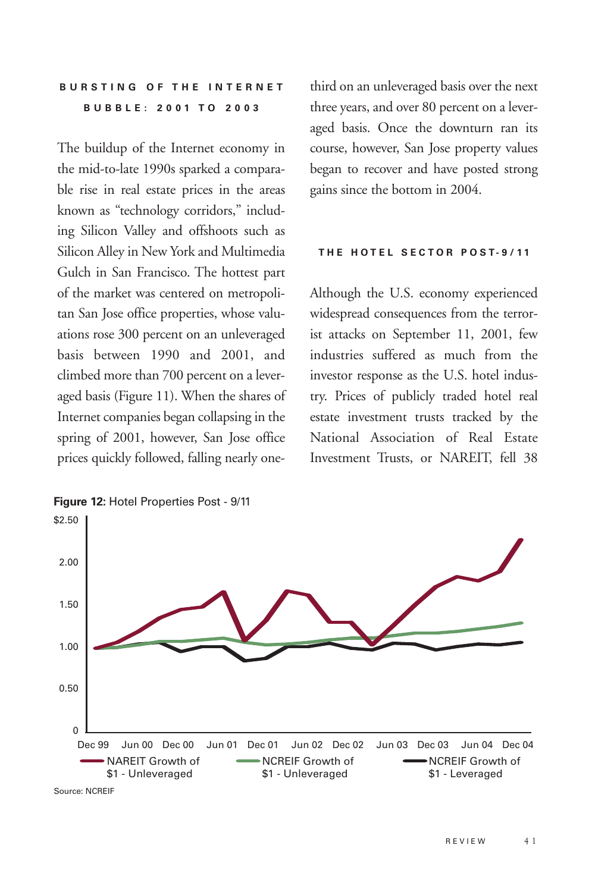### BURSTING OF THE INTERNET BUBBLE: 2001 TO 2003

The buildup of the Internet economy in the mid-to-late 1990s sparked a comparable rise in real estate prices in the areas known as "technology corridors," including Silicon Valley and offshoots such as Silicon Alley in New York and Multimedia Gulch in San Francisco. The hottest part of the market was centered on metropolitan San Jose office properties, whose valuations rose 300 percent on an unleveraged basis between 1990 and 2001, and climbed more than 700 percent on a leveraged basis (Figure 11). When the shares of Internet companies began collapsing in the spring of 2001, however, San Jose office prices quickly followed, falling nearly one-third on an unleveraged basis over the next three years, and over 80 percent on a leveraged basis. Once the downturn ran its course, however, San Jose property values began to recover and have posted strong gains since the bottom in 2004.

### THE HOTEL SECTOR POST-9/11

Although the U.S. economy experienced widespread consequences from the terrorist attacks on September 11, 2001, few industries suffered as much from the investor response as the U.S. hotel industry. Prices of publicly traded hotel real estate investment trusts tracked by the National Association of Real Estate Investment Trusts, or NAREIT, fell 38

**Figure 12:** Hotel Properties Post - 9/11

Source: NCREIF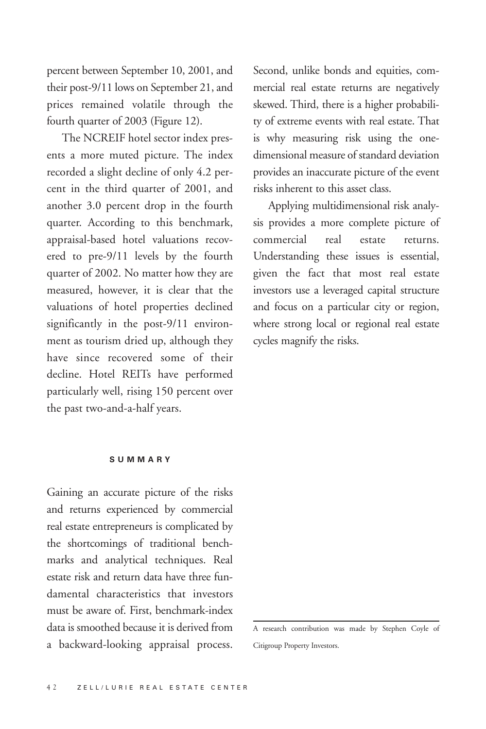percent between September 10, 2001, and their post-9/11 lows on September 21, and prices remained volatile through the fourth quarter of 2003 (Figure 12).

The NCREIF hotel sector index presents a more muted picture. The index recorded a slight decline of only 4.2 percent in the third quarter of 2001, and another 3.0 percent drop in the fourth quarter. According to this benchmark, appraisal-based hotel valuations recovered to pre-9/11 levels by the fourth quarter of 2002. No matter how they are measured, however, it is clear that the valuations of hotel properties declined significantly in the post-9/11 environment as tourism dried up, although they have since recovered some of their decline. Hotel REITs have performed particularly well, rising 150 percent over the past two-and-a-half years.

## SUMMARY

Gaining an accurate picture of the risks and returns experienced by commercial real estate entrepreneurs is complicated by the shortcomings of traditional benchmarks and analytical techniques. Real estate risk and return data have three fundamental characteristics that investors must be aware of. First, benchmark-index data is smoothed because it is derived from a backward-looking appraisal process. Second, unlike bonds and equities, commercial real estate returns are negatively skewed. Third, there is a higher probability of extreme events with real estate. That is why measuring risk using the one-dimensional measure of standard deviation provides an inaccurate picture of the event risks inherent to this asset class.

Applying multidimensional risk analysis provides a more complete picture of commercial real estate returns. Understanding these issues is essential, given the fact that most real estate investors use a leveraged capital structure and focus on a particular city or region, where strong local or regional real estate cycles magnify the risks.

---

A research contribution was made by Stephen Coyle of Citigroup Property Investors.